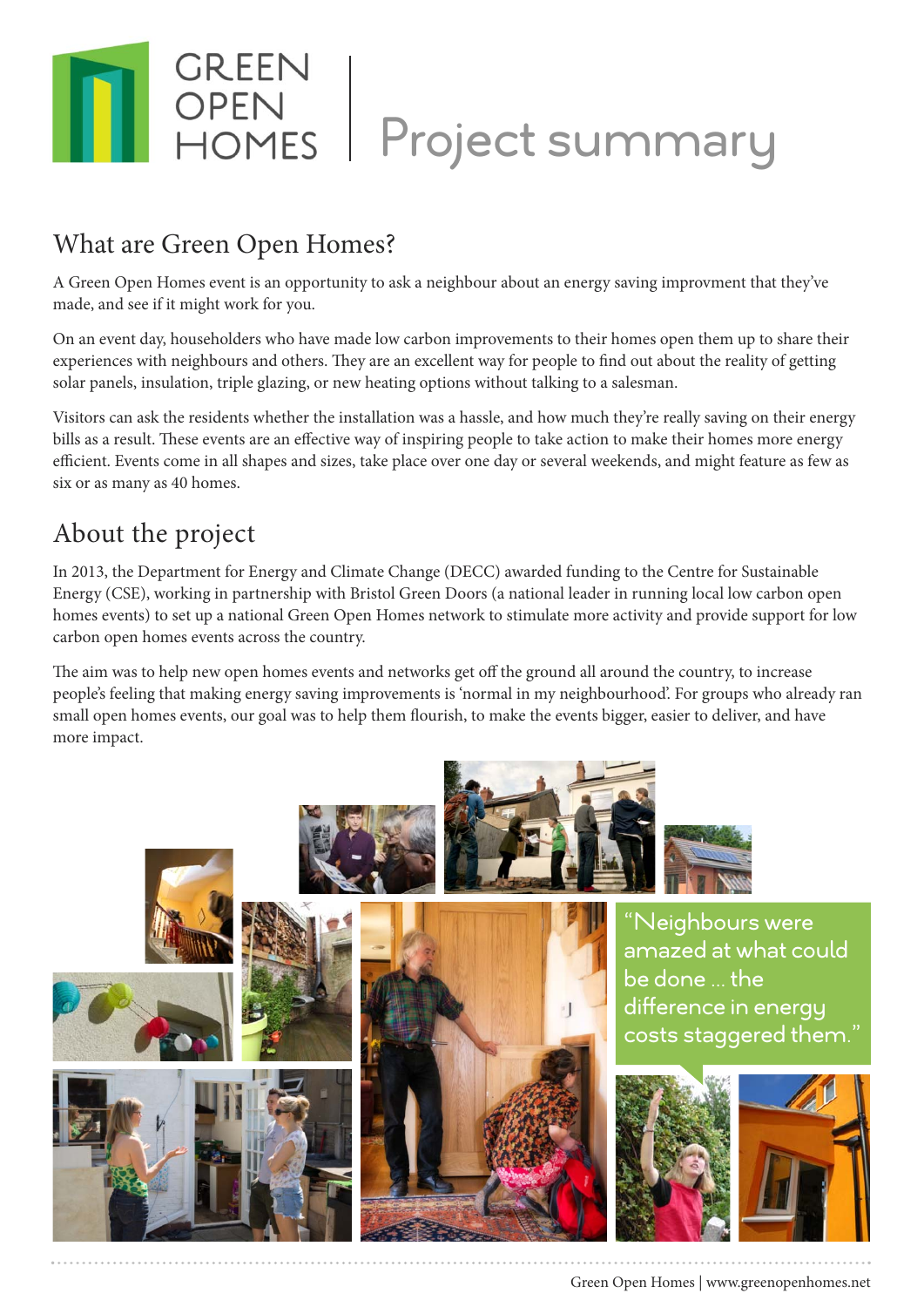# GREEN OPEN HOMES | Project summary

## What are Green Open Homes?

A Green Open Homes event is an opportunity to ask a neighbour about an energy saving improvment that they've made, and see if it might work for you.

On an event day, householders who have made low carbon improvements to their homes open them up to share their experiences with neighbours and others. They are an excellent way for people to find out about the reality of getting solar panels, insulation, triple glazing, or new heating options without talking to a salesman.

Visitors can ask the residents whether the installation was a hassle, and how much they're really saving on their energy bills as a result. These events are an effective way of inspiring people to take action to make their homes more energy efficient. Events come in all shapes and sizes, take place over one day or several weekends, and might feature as few as six or as many as 40 homes.

## About the project

In 2013, the Department for Energy and Climate Change (DECC) awarded funding to the Centre for Sustainable Energy (CSE), working in partnership with Bristol Green Doors (a national leader in running local low carbon open homes events) to set up a national Green Open Homes network to stimulate more activity and provide support for low carbon open homes events across the country.

The aim was to help new open homes events and networks get off the ground all around the country, to increase people's feeling that making energy saving improvements is 'normal in my neighbourhood'. For groups who already ran small open homes events, our goal was to help them flourish, to make the events bigger, easier to deliver, and have more impact.

> "Neighbours were amazed at what could be done ... the difference in energy costs staggered them."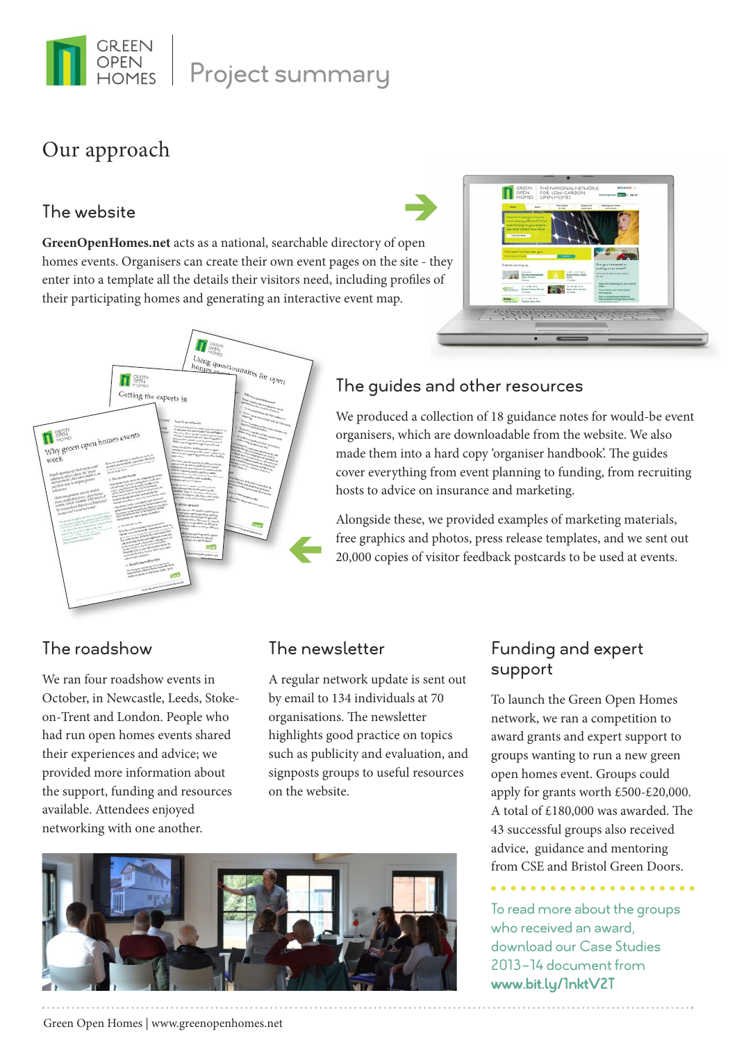GREEN OPEN HOMES

# Project summary

## Our approach

### The website

**GreenOpenHomes.net** acts as a national, searchable directory of open homes events. Organisers can create their own event pages on the site - they enter into a template all the details their visitors need, including profiles of their participating homes and generating an interactive event map.

### The guides and other resources

We produced a collection of 18 guidance notes for would-be event organisers, which are downloadable from the website. We also made them into a hard copy 'organiser handbook'. The guides cover everything from event planning to funding, from recruiting hosts to advice on insurance and marketing.

Alongside these, we provided examples of marketing materials, free graphics and photos, press release templates, and we sent out 20,000 copies of visitor feedback postcards to be used at events.

### The roadshow

We ran four roadshow events in October, in Newcastle, Leeds, Stoke-on-Trent and London. People who had run open homes events shared their experiences and advice; we provided more information about the support, funding and resources available. Attendees enjoyed networking with one another.

### The newsletter

A regular network update is sent out by email to 134 individuals at 70 organisations. The newsletter highlights good practice on topics such as publicity and evaluation, and signposts groups to useful resources on the website.

### Funding and expert support

To launch the Green Open Homes network, we ran a competition to award grants and expert support to groups wanting to run a new green open homes event. Groups could apply for grants worth £500-£20,000. A total of £180,000 was awarded. The 43 successful groups also received advice, guidance and mentoring from CSE and Bristol Green Doors.

To read more about the groups who received an award, download our Case Studies 2013–14 document from **www.bit.ly/1nktV2T**

Green Open Homes | www.greenopenhomes.net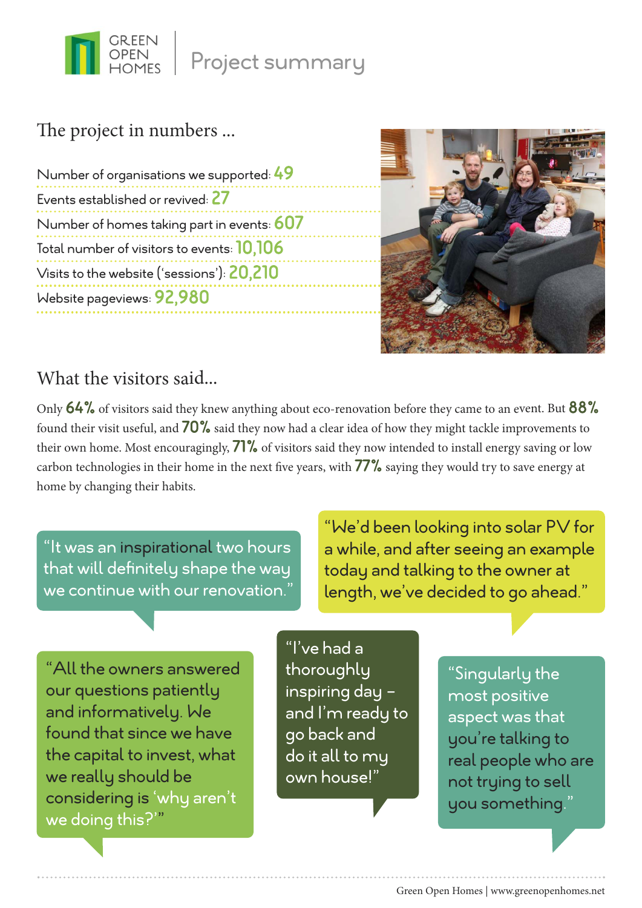# GREEN OPEN HOMES | Project summary

## The project in numbers ...

- Number of organisations we supported: **49**
- Events established or revived: **27**
- Number of homes taking part in events: **607**
- Total number of visitors to events: **10,106**
- Visits to the website ('sessions'): **20,210**
- Website pageviews: **92,980**

## What the visitors said...

Only **64%** of visitors said they knew anything about eco-renovation before they came to an event. But **88%** found their visit useful, and **70%** said they now had a clear idea of how they might tackle improvements to their own home. Most encouragingly, **71%** of visitors said they now intended to install energy saving or low carbon technologies in their home in the next five years, with **77%** saying they would try to save energy at home by changing their habits.

"It was an inspirational two hours that will definitely shape the way we continue with our renovation."

"We'd been looking into solar PV for a while, and after seeing an example today and talking to the owner at length, we've decided to go ahead."

"All the owners answered our questions patiently and informatively. We found that since we have the capital to invest, what we really should be considering is 'why aren't we doing this?'"

"I've had a thoroughly inspiring day – and I'm ready to go back and do it all to my own house!"

"Singularly the most positive aspect was that you're talking to real people who are not trying to sell you something."

Green Open Homes | www.greenopenhomes.net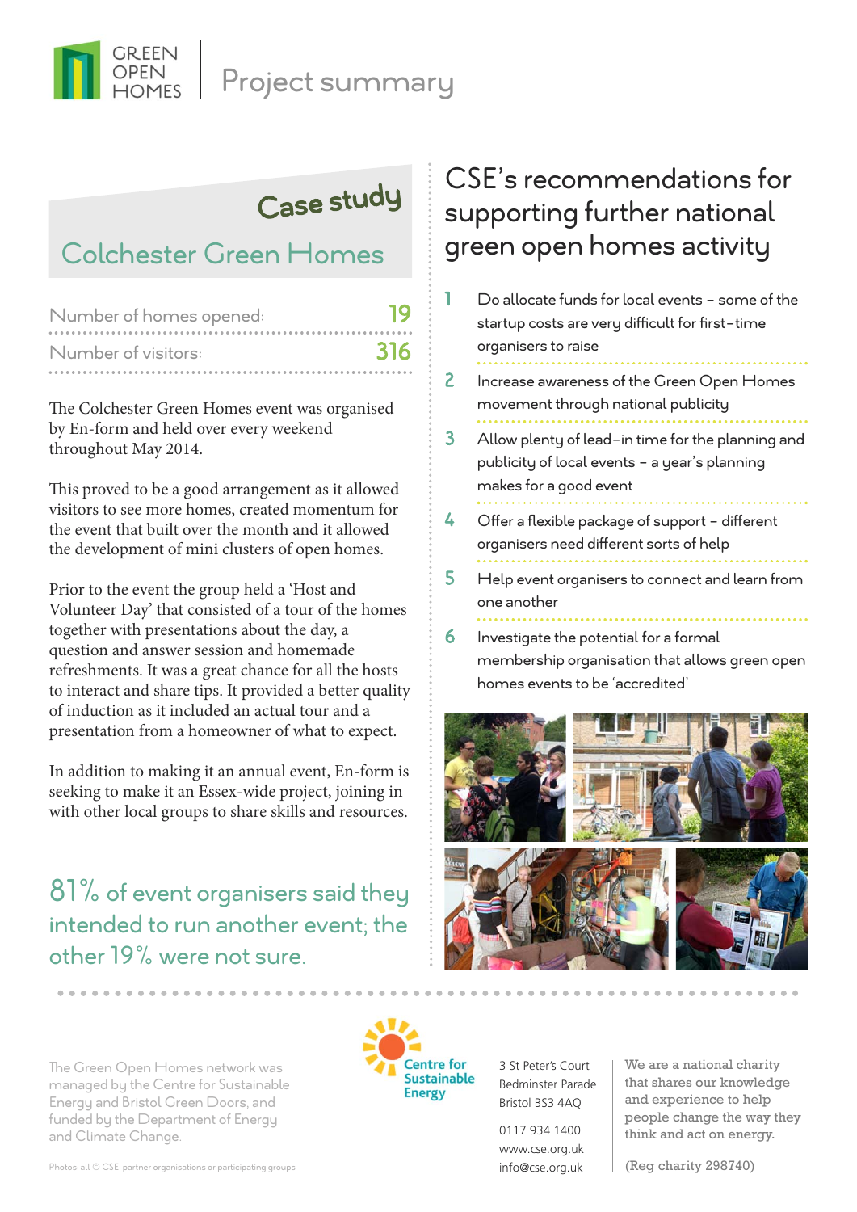GREEN OPEN HOMES | Project summary

## Case study

### Colchester Green Homes

| | |
|---|---|
| Number of homes opened: | 19 |
| Number of visitors: | 316 |

The Colchester Green Homes event was organised by En-form and held over every weekend throughout May 2014.

This proved to be a good arrangement as it allowed visitors to see more homes, created momentum for the event that built over the month and it allowed the development of mini clusters of open homes.

Prior to the event the group held a 'Host and Volunteer Day' that consisted of a tour of the homes together with presentations about the day, a question and answer session and homemade refreshments. It was a great chance for all the hosts to interact and share tips. It provided a better quality of induction as it included an actual tour and a presentation from a homeowner of what to expect.

In addition to making it an annual event, En-form is seeking to make it an Essex-wide project, joining in with other local groups to share skills and resources.

81% of event organisers said they intended to run another event; the other 19% were not sure.

## CSE's recommendations for supporting further national green open homes activity

1. Do allocate funds for local events – some of the startup costs are very difficult for first-time organisers to raise
2. Increase awareness of the Green Open Homes movement through national publicity
3. Allow plenty of lead-in time for the planning and publicity of local events – a year's planning makes for a good event
4. Offer a flexible package of support – different organisers need different sorts of help
5. Help event organisers to connect and learn from one another
6. Investigate the potential for a formal membership organisation that allows green open homes events to be 'accredited'

The Green Open Homes network was managed by the Centre for Sustainable Energy and Bristol Green Doors, and funded by the Department of Energy and Climate Change.

Photos: all © CSE, partner organisations or participating groups

Centre for Sustainable Energy

3 St Peter's Court
Bedminster Parade
Bristol BS3 4AQ

0117 934 1400
www.cse.org.uk
info@cse.org.uk

We are a national charity that shares our knowledge and experience to help people change the way they think and act on energy.

(Reg charity 298740)